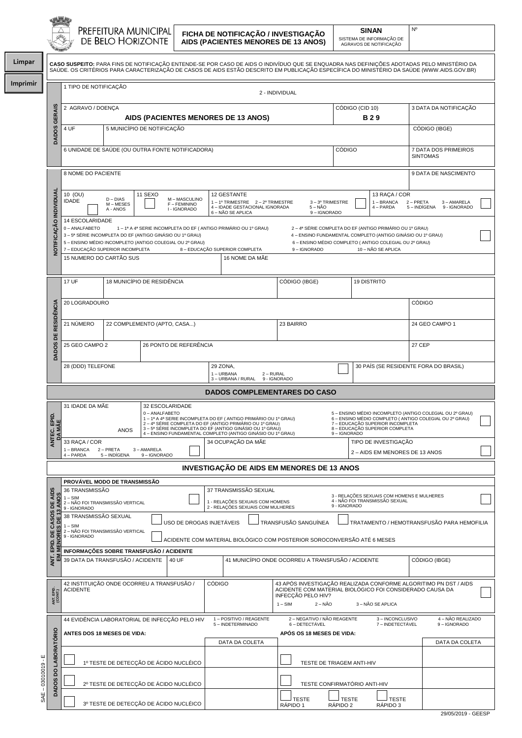Limpar

Imprimir

# PREFEITURA MUNICIPAL DE BELO HORIZONTE

## FICHA DE NOTIFICAÇÃO / INVESTIGAÇÃO AIDS (PACIENTES MENORES DE 13 ANOS)

**SINAN** SISTEMA DE INFORMAÇÃO DE AGRAVOS DE NOTIFICAÇÃO

Nº

**CASO SUSPEITO:** PARA FINS DE NOTIFICAÇÃO ENTENDE-SE POR CASO DE AIDS O INDIVÍDUO QUE SE ENQUADRA NAS DEFINIÇÕES ADOTADAS PELO MINISTÉRIO DA SAÚDE. OS CRITÉRIOS PARA CARACTERIZAÇÃO DE CASOS DE AIDS ESTÃO DESCRITO EM PUBLICAÇÃO ESPECÍFICA DO MINISTÉRIO DA SAÚDE (WWW.AIDS.GOV.BR)

### DADOS GERAIS

1 TIPO DE NOTIFICAÇÃO: 2 - INDIVIDUAL

2 AGRAVO / DOENÇA: **AIDS (PACIENTES MENORES DE 13 ANOS)** | CÓDIGO (CID 10): **B 2 9** | 3 DATA DA NOTIFICAÇÃO

4 UF | 5 MUNICÍPIO DE NOTIFICAÇÃO | CÓDIGO (IBGE)

6 UNIDADE DE SAÚDE (OU OUTRA FONTE NOTIFICADORA) | CÓDIGO | 7 DATA DOS PRIMEIROS SINTOMAS

### NOTIFICAÇÃO INDIVIDUAL

8 NOME DO PACIENTE | 9 DATA DE NASCIMENTO

10 (OU) IDADE: D – DIAS, M – MESES, A - ANOS

11 SEXO: M – MASCULINO, F – FEMININO, I - IGNORADO

12 GESTANTE: 1 – 1º TRIMESTRE, 2 – 2º TRIMESTRE, 3 – 3º TRIMESTRE, 4 – IDADE GESTACIONAL IGNORADA, 5 – NÃO, 6 – NÃO SE APLICA, 9 – IGNORADO

13 RAÇA / COR: 1 – BRANCA, 2 – PRETA, 3 – AMARELA, 4 – PARDA, 5 – INDÍGENA, 9 - IGNORADO

14 ESCOLARIDADE: 0 – ANALFABETO, 1 – 1ª A 4ª SERIE INCOMPLETA DO EF ( ANTIGO PRIMÁRIO OU 1º GRAU), 2 – 4ª SÉRIE COMPLETA DO EF (ANTIGO PRIMÁRIO OU 1º GRAU), 3 – 5ª SÉRIE INCOMPLETA DO EF (ANTIGO GINÁSIO OU 1º GRAU), 4 – ENSINO FUNDAMENTAL COMPLETO (ANTIGO GINÁSIO OU 1º GRAU), 5 – ENSINO MÉDIO INCOMPLETO (ANTIGO COLEGIAL OU 2º GRAU), 6 – ENSINO MÉDIO COMPLETO ( ANTIGO COLEGIAL OU 2º GRAU), 7 – EDUCAÇÃO SUPERIOR INCOMPLETA, 8 – EDUCAÇÃO SUPERIOR COMPLETA, 9 – IGNORADO, 10 – NÃO SE APLICA

15 NUMERO DO CARTÃO SUS | 16 NOME DA MÃE

### DADOS DE RESIDÊNCIA

17 UF | 18 MUNICÍPIO DE RESIDÊNCIA | CÓDIGO (IBGE) | 19 DISTRITO

20 LOGRADOURO | CÓDIGO

21 NÚMERO | 22 COMPLEMENTO (APTO, CASA...) | 23 BAIRRO | 24 GEO CAMPO 1

25 GEO CAMPO 2 | 26 PONTO DE REFERÊNCIA | 27 CEP

28 (DDD) TELEFONE | 29 ZONA, 1 – URBANA, 2 – RURAL, 3 – URBANA / RURAL, 9 - IGNORADO | 30 PAÍS (SE RESIDENTE FORA DO BRASIL)

## DADOS COMPLEMENTARES DO CASO

### ANTEC. EPID. DA MÃE

31 IDADE DA MÃE: ANOS

32 ESCOLARIDADE: 0 – ANALFABETO, 1 – 1ª A 4ª SERIE INCOMPLETA DO EF ( ANTIGO PRIMÁRIO OU 1º GRAU), 2 – 4ª SÉRIE COMPLETA DO EF (ANTIGO PRIMÁRIO OU 1º GRAU), 3 – 5ª SÉRIE INCOMPLETA DO EF (ANTIGO GINÁSIO OU 1º GRAU), 4 – ENSINO FUNDAMENTAL COMPLETO (ANTIGO GINÁSIO OU 1º GRAU), 5 – ENSINO MÉDIO INCOMPLETO (ANTIGO COLEGIAL OU 2º GRAU), 6 – ENSINO MÉDIO COMPLETO ( ANTIGO COLEGIAL OU 2º GRAU), 7 – EDUCAÇÃO SUPERIOR INCOMPLETA, 8 – EDUCAÇÃO SUPERIOR COMPLETA, 9 – IGNORADO

33 RAÇA / COR: 1 – BRANCA, 2 – PRETA, 3 – AMARELA, 4 – PARDA, 5 – INDÍGENA, 9 – IGNORADO

34 OCUPAÇÃO DA MÃE

TIPO DE INVESTIGAÇÃO: 2 – AIDS EM MENORES DE 13 ANOS

## INVESTIGAÇÃO DE AIDS EM MENORES DE 13 ANOS

### ANT. EPID. DE CASOS DE AIDS EM MENORES DE 13 ANOS

**PROVÁVEL MODO DE TRANSMISSÃO**

36 TRANSMISSÃO: 1 – SIM, 2 – NÃO FOI TRANSMISSÃO VERTICAL, 9 - IGNORADO

37 TRANSMISSÃO SEXUAL: 1 - RELAÇÕES SEXUAIS COM HOMENS, 2 - RELAÇÕES SEXUAIS COM MULHERES, 3 - RELAÇÕES SEXUAIS COM HOMENS E MULHERES, 4 - NÃO FOI TRANSMISSÃO SEXUAL, 9 - IGNORADO

38 TRANSMISSÃO SEXUAL: 1 – SIM, 2 – NÃO FOI TRANSMISSÃO VERTICAL, 9 - IGNORADO

- USO DE DROGAS INJETÁVEIS
- TRANSFUSÃO SANGUÍNEA
- TRATAMENTO / HEMOTRANSFUSÃO PARA HEMOFILIA
- ACIDENTE COM MATERIAL BIOLÓGICO COM POSTERIOR SOROCONVERSÃO ATÉ 6 MESES

**INFORMAÇÕES SOBRE TRANSFUSÃO / ACIDENTE**

39 DATA DA TRANSFUSÃO / ACIDENTE | 40 UF | 41 MUNICÍPIO ONDE OCORREU A TRANSFUSÃO / ACIDENTE | CÓDIGO (IBGE)

### ANT. EPID. (CONT.)

42 INSTITUIÇÃO ONDE OCORREU A TRANSFUSÃO / ACIDENTE | CÓDIGO

43 APÓS INVESTIGAÇÃO REALIZADA CONFORME ALGORITIMO PN DST / AIDS ACIDENTE COM MATERIAL BIOLÓGICO FOI CONSIDERADO CAUSA DA INFECÇÃO PELO HIV? 1 – SIM, 2 – NÃO, 3 – NÃO SE APLICA

### DADOS DO LABORATÓRIO

44 EVIDÊNCIA LABORATORIAL DE INFECÇÃO PELO HIV: 1 – POSITIVO / REAGENTE, 2 – NEGATIVO / NÃO REAGENTE, 3 – INCONCLUSIVO, 4 – NÃO REALIZADO, 5 – INDETERMINADO, 6 – DETECTÁVEL, 7 – INDETECTÁVEL, 9 – IGNORADO

| ANTES DOS 18 MESES DE VIDA: | DATA DA COLETA | APÓS OS 18 MESES DE VIDA: | DATA DA COLETA |
|---|---|---|---|
| 1º TESTE DE DETECÇÃO DE ÁCIDO NUCLÉICO | | TESTE DE TRIAGEM ANTI-HIV | |
| 2º TESTE DE DETECÇÃO DE ÁCIDO NUCLÉICO | | TESTE CONFIRMATÓRIO ANTI-HIV | |
| 3º TESTE DE DETECÇÃO DE ÁCIDO NUCLÉICO | | TESTE RÁPIDO 1 / TESTE RÁPIDO 2 / TESTE RÁPIDO 3 | |

SAE – 03010019 - E

29/05/2019 - GEESP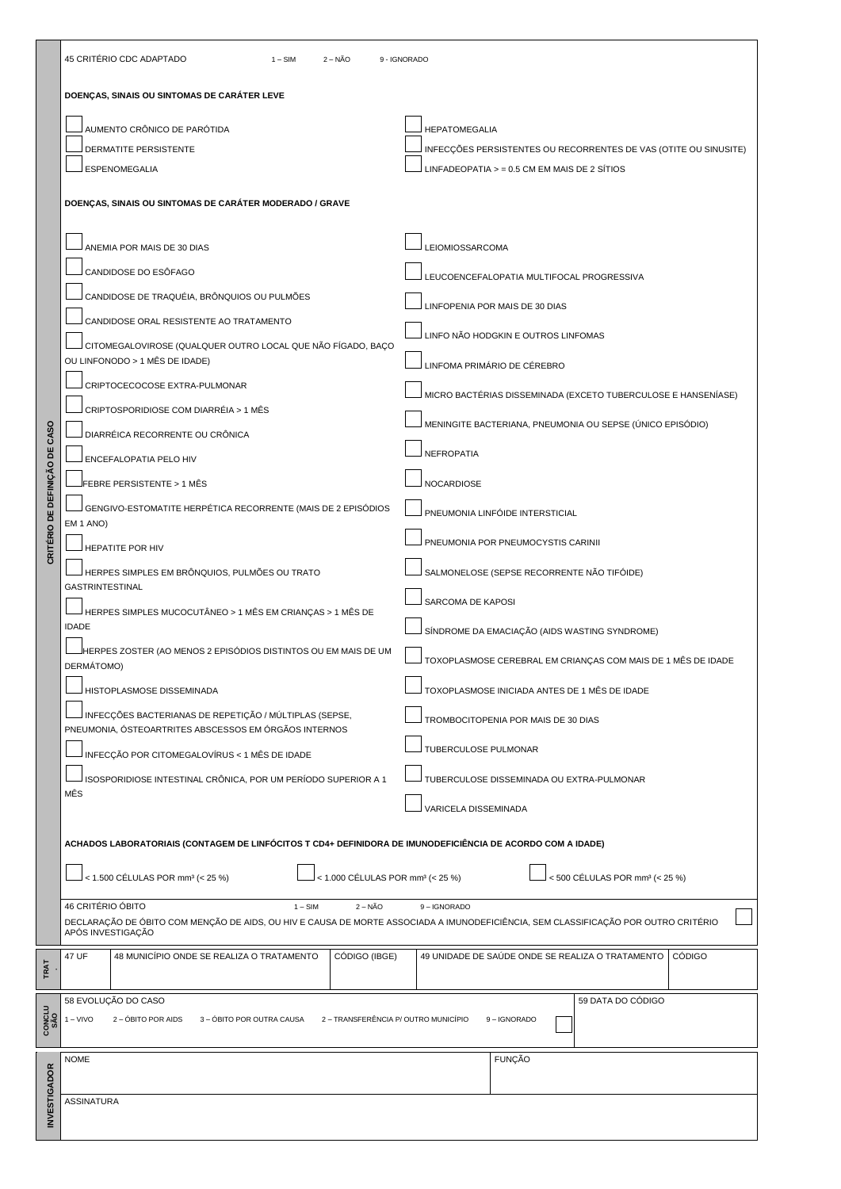**CRITÉRIO DE DEFINIÇÃO DE CASO**

45 CRITÉRIO CDC ADAPTADO 1 – SIM 2 – NÃO 9 - IGNORADO

**DOENÇAS, SINAIS OU SINTOMAS DE CARÁTER LEVE**

- [ ] AUMENTO CRÔNICO DE PARÓTIDA
- [ ] DERMATITE PERSISTENTE
- [ ] ESPENOMEGALIA
- [ ] HEPATOMEGALIA
- [ ] INFECÇÕES PERSISTENTES OU RECORRENTES DE VAS (OTITE OU SINUSITE)
- [ ] LINFADEOPATIA > = 0.5 CM EM MAIS DE 2 SÍTIOS

**DOENÇAS, SINAIS OU SINTOMAS DE CARÁTER MODERADO / GRAVE**

- [ ] ANEMIA POR MAIS DE 30 DIAS
- [ ] CANDIDOSE DO ESÔFAGO
- [ ] CANDIDOSE DE TRAQUÉIA, BRÔNQUIOS OU PULMÕES
- [ ] CANDIDOSE ORAL RESISTENTE AO TRATAMENTO
- [ ] CITOMEGALOVIROSE (QUALQUER OUTRO LOCAL QUE NÃO FÍGADO, BAÇO OU LINFONODO > 1 MÊS DE IDADE)
- [ ] CRIPTOCECOCOSE EXTRA-PULMONAR
- [ ] CRIPTOSPORIDIOSE COM DIARRÉIA > 1 MÊS
- [ ] DIARRÉICA RECORRENTE OU CRÔNICA
- [ ] ENCEFALOPATIA PELO HIV
- [ ] FEBRE PERSISTENTE > 1 MÊS
- [ ] GENGIVO-ESTOMATITE HERPÉTICA RECORRENTE (MAIS DE 2 EPISÓDIOS EM 1 ANO)
- [ ] HEPATITE POR HIV
- [ ] HERPES SIMPLES EM BRÔNQUIOS, PULMÕES OU TRATO GASTRINTESTINAL
- [ ] HERPES SIMPLES MUCOCUTÂNEO > 1 MÊS EM CRIANÇAS > 1 MÊS DE IDADE
- [ ] HERPES ZOSTER (AO MENOS 2 EPISÓDIOS DISTINTOS OU EM MAIS DE UM DERMÁTOMO)
- [ ] HISTOPLASMOSE DISSEMINADA
- [ ] INFECÇÕES BACTERIANAS DE REPETIÇÃO / MÚLTIPLAS (SEPSE, PNEUMONIA, ÓSTEOARTRITES ABSCESSOS EM ÓRGÃOS INTERNOS
- [ ] INFECÇÃO POR CITOMEGALOVÍRUS < 1 MÊS DE IDADE
- [ ] ISOSPORIDIOSE INTESTINAL CRÔNICA, POR UM PERÍODO SUPERIOR A 1 MÊS
- [ ] LEIOMIOSSARCOMA
- [ ] LEUCOENCEFALOPATIA MULTIFOCAL PROGRESSIVA
- [ ] LINFOPENIA POR MAIS DE 30 DIAS
- [ ] LINFO NÃO HODGKIN E OUTROS LINFOMAS
- [ ] LINFOMA PRIMÁRIO DE CÉREBRO
- [ ] MICRO BACTÉRIAS DISSEMINADA (EXCETO TUBERCULOSE E HANSENÍASE)
- [ ] MENINGITE BACTERIANA, PNEUMONIA OU SEPSE (ÚNICO EPISÓDIO)
- [ ] NEFROPATIA
- [ ] NOCARDIOSE
- [ ] PNEUMONIA LINFÓIDE INTERSTICIAL
- [ ] PNEUMONIA POR PNEUMOCYSTIS CARINII
- [ ] SALMONELOSE (SEPSE RECORRENTE NÃO TIFÓIDE)
- [ ] SARCOMA DE KAPOSI
- [ ] SÍNDROME DA EMACIAÇÃO (AIDS WASTING SYNDROME)
- [ ] TOXOPLASMOSE CEREBRAL EM CRIANÇAS COM MAIS DE 1 MÊS DE IDADE
- [ ] TOXOPLASMOSE INICIADA ANTES DE 1 MÊS DE IDADE
- [ ] TROMBOCITOPENIA POR MAIS DE 30 DIAS
- [ ] TUBERCULOSE PULMONAR
- [ ] TUBERCULOSE DISSEMINADA OU EXTRA-PULMONAR
- [ ] VARICELA DISSEMINADA

**ACHADOS LABORATORIAIS (CONTAGEM DE LINFÓCITOS T CD4+ DEFINIDORA DE IMUNODEFICIÊNCIA DE ACORDO COM A IDADE)**

- [ ] < 1.500 CÉLULAS POR mm³ (< 25 %)
- [ ] < 1.000 CÉLULAS POR mm³ (< 25 %)
- [ ] < 500 CÉLULAS POR mm³ (< 25 %)

46 CRITÉRIO ÓBITO 1 – SIM 2 – NÃO 9 – IGNORADO

DECLARAÇÃO DE ÓBITO COM MENÇÃO DE AIDS, OU HIV E CAUSA DE MORTE ASSOCIADA A IMUNODEFICIÊNCIA, SEM CLASSIFICAÇÃO POR OUTRO CRITÉRIO APÓS INVESTIGAÇÃO [ ]

**TRAT.**

| 47 UF | 48 MUNICÍPIO ONDE SE REALIZA O TRATAMENTO | CÓDIGO (IBGE) | 49 UNIDADE DE SAÚDE ONDE SE REALIZA O TRATAMENTO | CÓDIGO |
|---|---|---|---|---|
| | | | | |

**CONCLUSÃO**

| 58 EVOLUÇÃO DO CASO | 59 DATA DO CÓDIGO |
|---|---|
| 1 – VIVO 2 – ÓBITO POR AIDS 3 – ÓBITO POR OUTRA CAUSA 2 – TRANSFERÊNCIA P/ OUTRO MUNICÍPIO 9 – IGNORADO [ ] | |

**INVESTIGADOR**

| NOME | FUNÇÃO |
|---|---|
| | |
| ASSINATURA | |